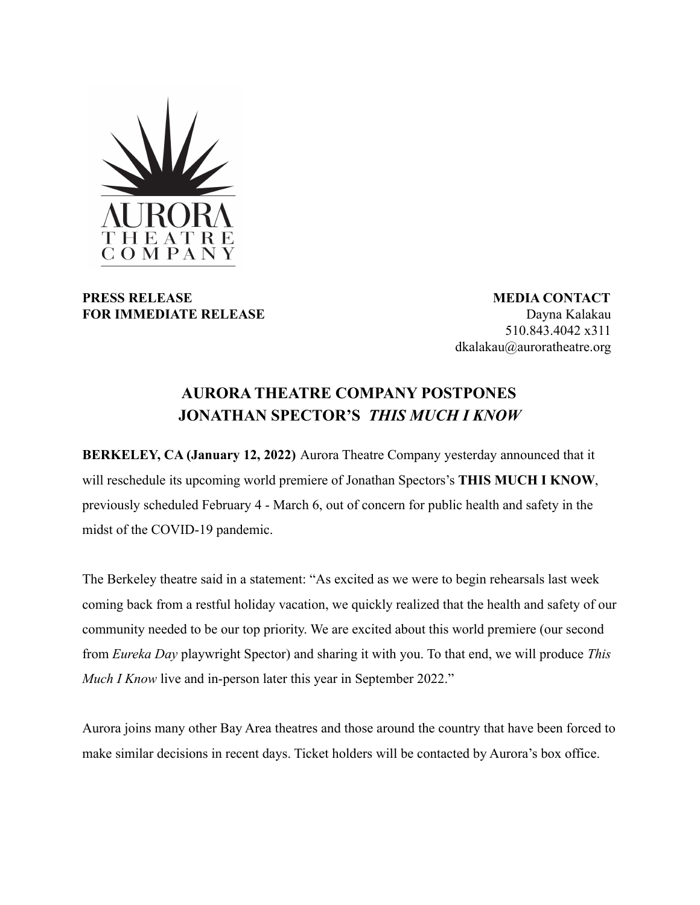AURORA THEATRE COMPANY

**PRESS RELEASE**
**FOR IMMEDIATE RELEASE**

**MEDIA CONTACT**
Dayna Kalakau
510.843.4042 x311
dkalakau@auroratheatre.org

# AURORA THEATRE COMPANY POSTPONES JONATHAN SPECTOR'S *THIS MUCH I KNOW*

**BERKELEY, CA (January 12, 2022)** Aurora Theatre Company yesterday announced that it will reschedule its upcoming world premiere of Jonathan Spectors's **THIS MUCH I KNOW**, previously scheduled February 4 - March 6, out of concern for public health and safety in the midst of the COVID-19 pandemic.

The Berkeley theatre said in a statement: "As excited as we were to begin rehearsals last week coming back from a restful holiday vacation, we quickly realized that the health and safety of our community needed to be our top priority. We are excited about this world premiere (our second from *Eureka Day* playwright Spector) and sharing it with you. To that end, we will produce *This Much I Know* live and in-person later this year in September 2022."

Aurora joins many other Bay Area theatres and those around the country that have been forced to make similar decisions in recent days. Ticket holders will be contacted by Aurora's box office.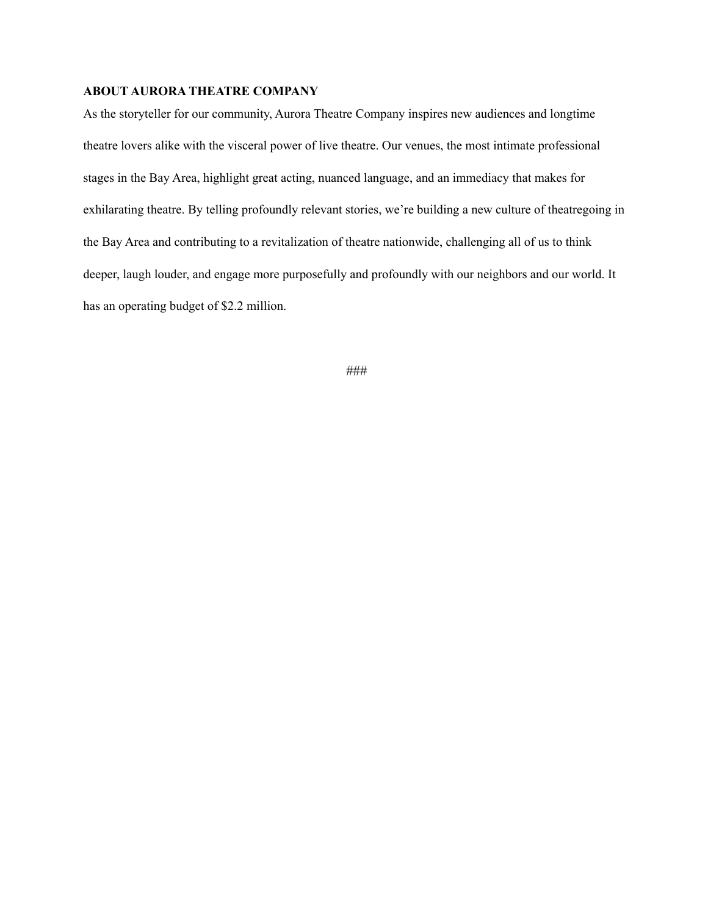**ABOUT AURORA THEATRE COMPANY**

As the storyteller for our community, Aurora Theatre Company inspires new audiences and longtime theatre lovers alike with the visceral power of live theatre. Our venues, the most intimate professional stages in the Bay Area, highlight great acting, nuanced language, and an immediacy that makes for exhilarating theatre. By telling profoundly relevant stories, we're building a new culture of theatregoing in the Bay Area and contributing to a revitalization of theatre nationwide, challenging all of us to think deeper, laugh louder, and engage more purposefully and profoundly with our neighbors and our world. It has an operating budget of $2.2 million.

###